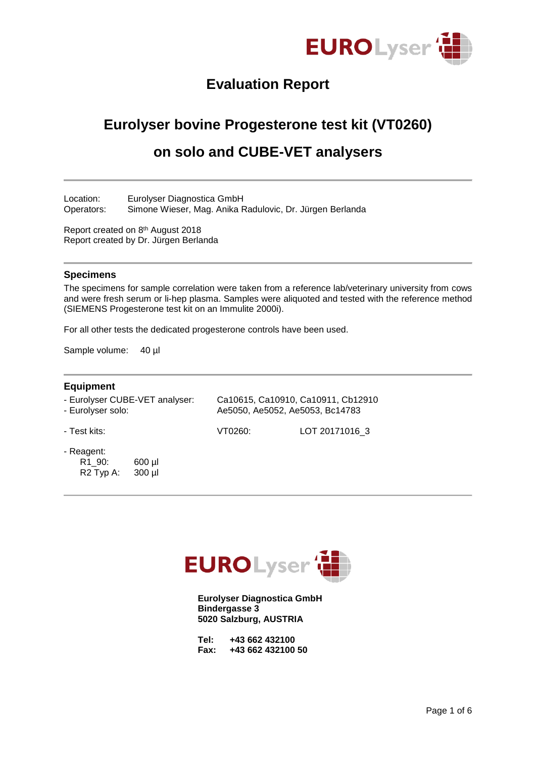# Evaluation Report

## Eurolyser bovine Progesterone test kit (VT0260)

## on solo and CUBE-VET analysers

---

Location: Eurolyser Diagnostica GmbH
Operators: Simone Wieser, Mag. Anika Radulovic, Dr. Jürgen Berlanda

Report created on 8th August 2018
Report created by Dr. Jürgen Berlanda

---

### Specimens

The specimens for sample correlation were taken from a reference lab/veterinary university from cows and were fresh serum or li-hep plasma. Samples were aliquoted and tested with the reference method (SIEMENS Progesterone test kit on an Immulite 2000i).

For all other tests the dedicated progesterone controls have been used.

Sample volume: 40 µl

---

### Equipment

- Eurolyser CUBE-VET analyser: Ca10615, Ca10910, Ca10911, Cb12910
- Eurolyser solo: Ae5050, Ae5052, Ae5053, Bc14783

- Test kits: VT0260: LOT 20171016_3

- Reagent:
  - R1_90: 600 µl
  - R2 Typ A: 300 µl

---

**Eurolyser Diagnostica GmbH**
**Bindergasse 3**
**5020 Salzburg, AUSTRIA**

**Tel: +43 662 432100**
**Fax: +43 662 432100 50**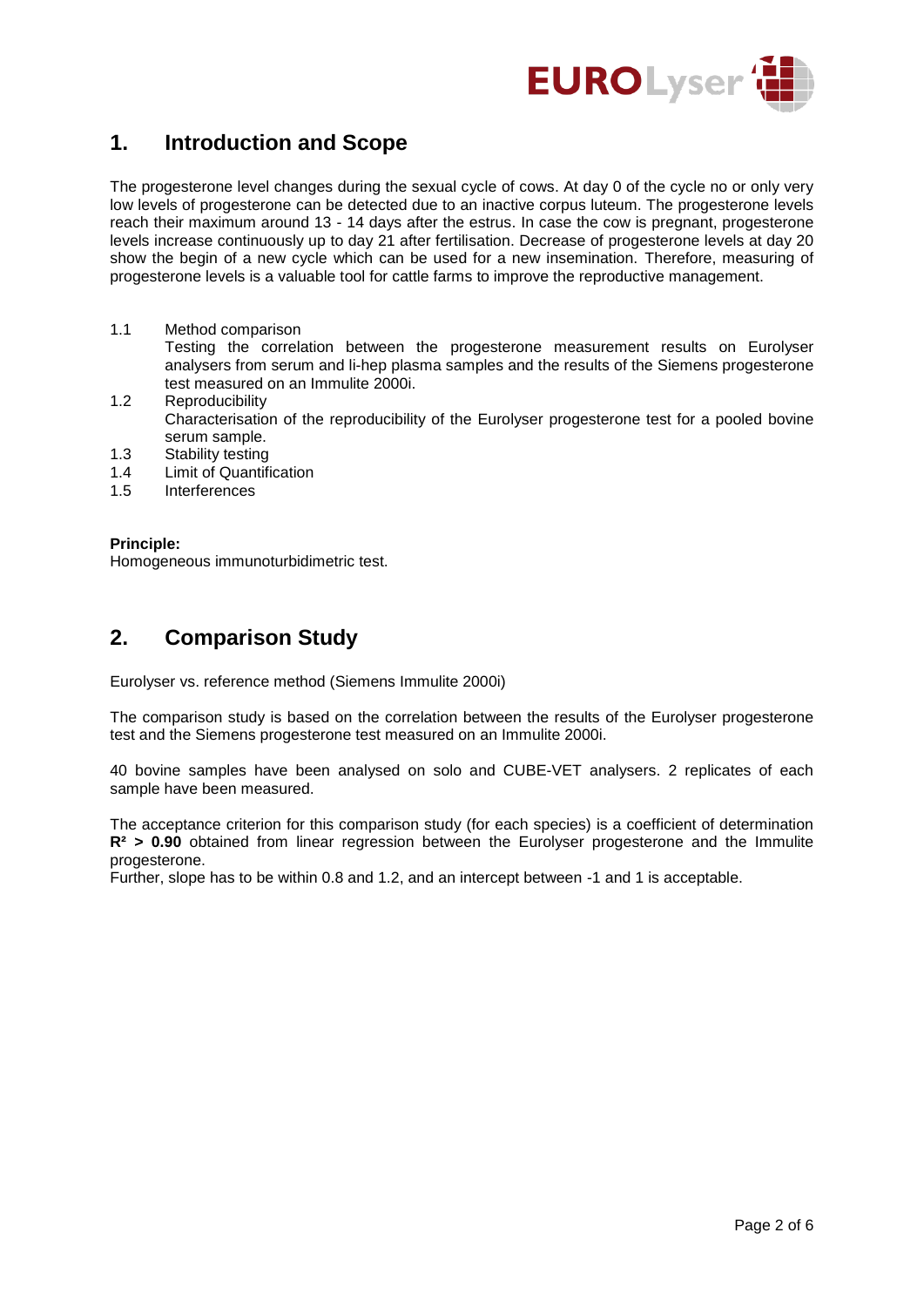## 1. Introduction and Scope

The progesterone level changes during the sexual cycle of cows. At day 0 of the cycle no or only very low levels of progesterone can be detected due to an inactive corpus luteum. The progesterone levels reach their maximum around 13 - 14 days after the estrus. In case the cow is pregnant, progesterone levels increase continuously up to day 21 after fertilisation. Decrease of progesterone levels at day 20 show the begin of a new cycle which can be used for a new insemination. Therefore, measuring of progesterone levels is a valuable tool for cattle farms to improve the reproductive management.

1.1 Method comparison
Testing the correlation between the progesterone measurement results on Eurolyser analysers from serum and li-hep plasma samples and the results of the Siemens progesterone test measured on an Immulite 2000i.

1.2 Reproducibility
Characterisation of the reproducibility of the Eurolyser progesterone test for a pooled bovine serum sample.

1.3 Stability testing

1.4 Limit of Quantification

1.5 Interferences

**Principle:**
Homogeneous immunoturbidimetric test.

## 2. Comparison Study

Eurolyser vs. reference method (Siemens Immulite 2000i)

The comparison study is based on the correlation between the results of the Eurolyser progesterone test and the Siemens progesterone test measured on an Immulite 2000i.

40 bovine samples have been analysed on solo and CUBE-VET analysers. 2 replicates of each sample have been measured.

The acceptance criterion for this comparison study (for each species) is a coefficient of determination **$R^2$ > 0.90** obtained from linear regression between the Eurolyser progesterone and the Immulite progesterone.
Further, slope has to be within 0.8 and 1.2, and an intercept between -1 and 1 is acceptable.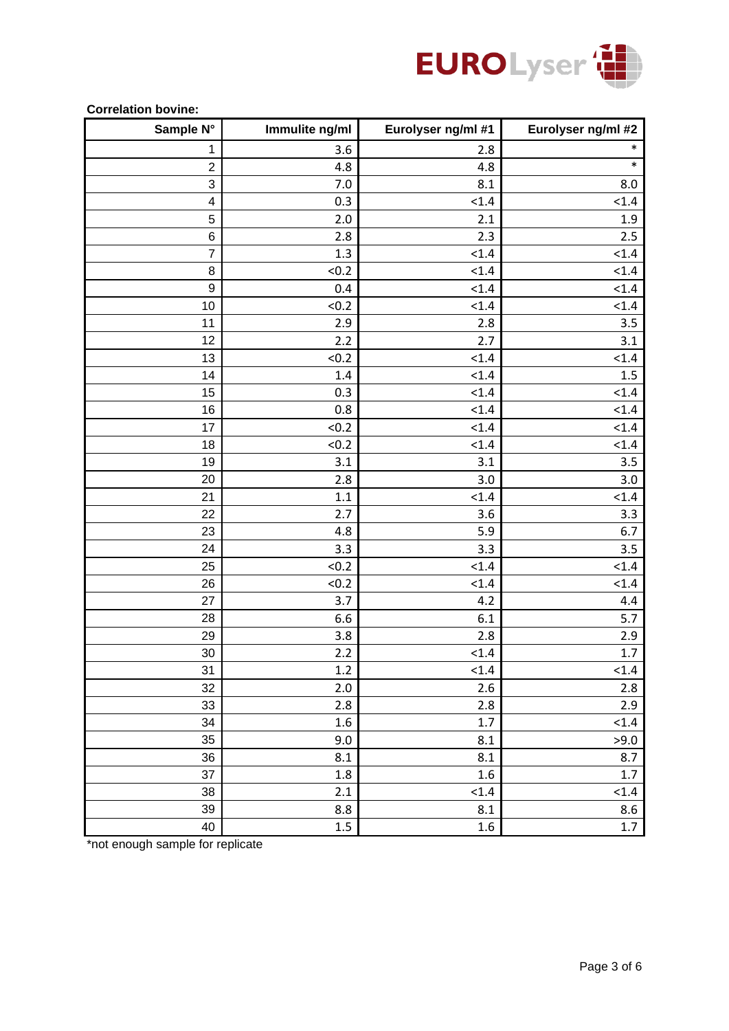**Correlation bovine:**

| Sample N° | Immulite ng/ml | Eurolyser ng/ml #1 | Eurolyser ng/ml #2 |
|---|---|---|---|
| 1 | 3.6 | 2.8 | * |
| 2 | 4.8 | 4.8 | * |
| 3 | 7.0 | 8.1 | 8.0 |
| 4 | 0.3 | <1.4 | <1.4 |
| 5 | 2.0 | 2.1 | 1.9 |
| 6 | 2.8 | 2.3 | 2.5 |
| 7 | 1.3 | <1.4 | <1.4 |
| 8 | <0.2 | <1.4 | <1.4 |
| 9 | 0.4 | <1.4 | <1.4 |
| 10 | <0.2 | <1.4 | <1.4 |
| 11 | 2.9 | 2.8 | 3.5 |
| 12 | 2.2 | 2.7 | 3.1 |
| 13 | <0.2 | <1.4 | <1.4 |
| 14 | 1.4 | <1.4 | 1.5 |
| 15 | 0.3 | <1.4 | <1.4 |
| 16 | 0.8 | <1.4 | <1.4 |
| 17 | <0.2 | <1.4 | <1.4 |
| 18 | <0.2 | <1.4 | <1.4 |
| 19 | 3.1 | 3.1 | 3.5 |
| 20 | 2.8 | 3.0 | 3.0 |
| 21 | 1.1 | <1.4 | <1.4 |
| 22 | 2.7 | 3.6 | 3.3 |
| 23 | 4.8 | 5.9 | 6.7 |
| 24 | 3.3 | 3.3 | 3.5 |
| 25 | <0.2 | <1.4 | <1.4 |
| 26 | <0.2 | <1.4 | <1.4 |
| 27 | 3.7 | 4.2 | 4.4 |
| 28 | 6.6 | 6.1 | 5.7 |
| 29 | 3.8 | 2.8 | 2.9 |
| 30 | 2.2 | <1.4 | 1.7 |
| 31 | 1.2 | <1.4 | <1.4 |
| 32 | 2.0 | 2.6 | 2.8 |
| 33 | 2.8 | 2.8 | 2.9 |
| 34 | 1.6 | 1.7 | <1.4 |
| 35 | 9.0 | 8.1 | >9.0 |
| 36 | 8.1 | 8.1 | 8.7 |
| 37 | 1.8 | 1.6 | 1.7 |
| 38 | 2.1 | <1.4 | <1.4 |
| 39 | 8.8 | 8.1 | 8.6 |
| 40 | 1.5 | 1.6 | 1.7 |

*not enough sample for replicate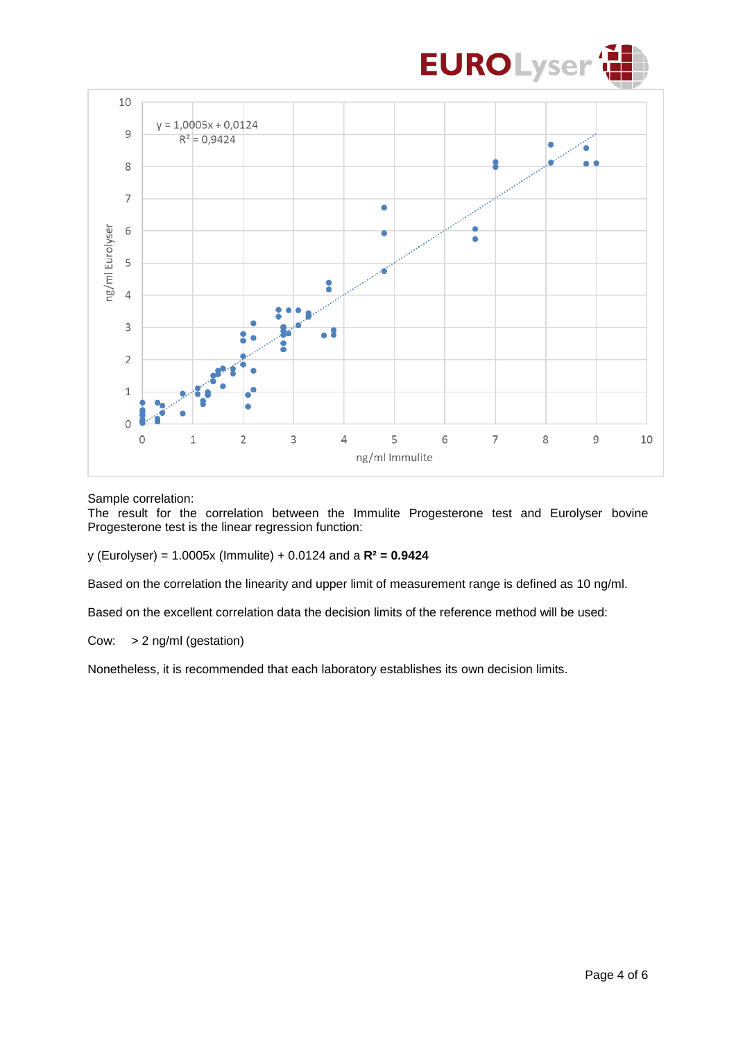Sample correlation:
The result for the correlation between the Immulite Progesterone test and Eurolyser bovine Progesterone test is the linear regression function:

y (Eurolyser) = 1.0005x (Immulite) + 0.0124 and a $\mathbf{R^2 = 0.9424}$

Based on the correlation the linearity and upper limit of measurement range is defined as 10 ng/ml.

Based on the excellent correlation data the decision limits of the reference method will be used:

Cow: > 2 ng/ml (gestation)

Nonetheless, it is recommended that each laboratory establishes its own decision limits.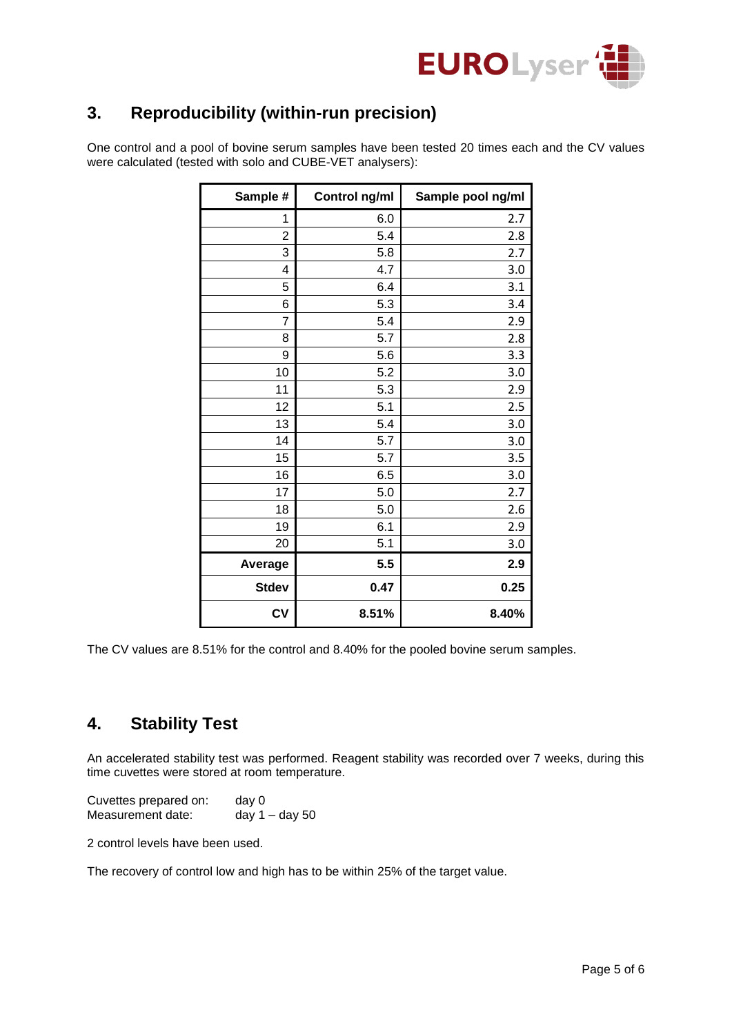## 3. Reproducibility (within-run precision)

One control and a pool of bovine serum samples have been tested 20 times each and the CV values were calculated (tested with solo and CUBE-VET analysers):

| Sample # | Control ng/ml | Sample pool ng/ml |
|---|---|---|
| 1 | 6.0 | 2.7 |
| 2 | 5.4 | 2.8 |
| 3 | 5.8 | 2.7 |
| 4 | 4.7 | 3.0 |
| 5 | 6.4 | 3.1 |
| 6 | 5.3 | 3.4 |
| 7 | 5.4 | 2.9 |
| 8 | 5.7 | 2.8 |
| 9 | 5.6 | 3.3 |
| 10 | 5.2 | 3.0 |
| 11 | 5.3 | 2.9 |
| 12 | 5.1 | 2.5 |
| 13 | 5.4 | 3.0 |
| 14 | 5.7 | 3.0 |
| 15 | 5.7 | 3.5 |
| 16 | 6.5 | 3.0 |
| 17 | 5.0 | 2.7 |
| 18 | 5.0 | 2.6 |
| 19 | 6.1 | 2.9 |
| 20 | 5.1 | 3.0 |
| **Average** | **5.5** | **2.9** |
| **Stdev** | **0.47** | **0.25** |
| **CV** | **8.51%** | **8.40%** |

The CV values are 8.51% for the control and 8.40% for the pooled bovine serum samples.

## 4. Stability Test

An accelerated stability test was performed. Reagent stability was recorded over 7 weeks, during this time cuvettes were stored at room temperature.

Cuvettes prepared on: day 0
Measurement date: day 1 – day 50

2 control levels have been used.

The recovery of control low and high has to be within 25% of the target value.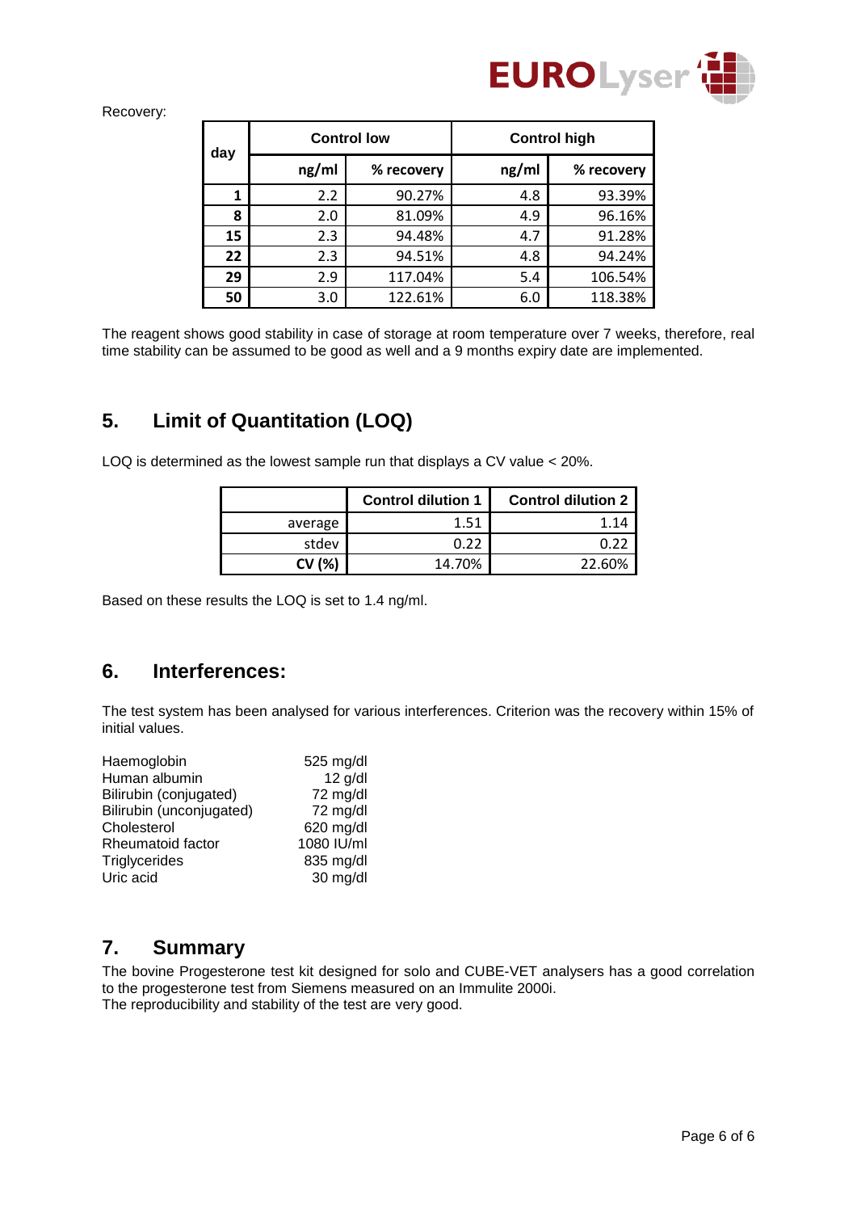Recovery:

| day | Control low | | Control high | |
|---|---|---|---|---|
| | ng/ml | % recovery | ng/ml | % recovery |
| 1 | 2.2 | 90.27% | 4.8 | 93.39% |
| 8 | 2.0 | 81.09% | 4.9 | 96.16% |
| 15 | 2.3 | 94.48% | 4.7 | 91.28% |
| 22 | 2.3 | 94.51% | 4.8 | 94.24% |
| 29 | 2.9 | 117.04% | 5.4 | 106.54% |
| 50 | 3.0 | 122.61% | 6.0 | 118.38% |

The reagent shows good stability in case of storage at room temperature over 7 weeks, therefore, real time stability can be assumed to be good as well and a 9 months expiry date are implemented.

## 5. Limit of Quantitation (LOQ)

LOQ is determined as the lowest sample run that displays a CV value < 20%.

| | Control dilution 1 | Control dilution 2 |
|---|---|---|
| average | 1.51 | 1.14 |
| stdev | 0.22 | 0.22 |
| **CV (%)** | 14.70% | 22.60% |

Based on these results the LOQ is set to 1.4 ng/ml.

## 6. Interferences:

The test system has been analysed for various interferences. Criterion was the recovery within 15% of initial values.

| | |
|---|---|
| Haemoglobin | 525 mg/dl |
| Human albumin | 12 g/dl |
| Bilirubin (conjugated) | 72 mg/dl |
| Bilirubin (unconjugated) | 72 mg/dl |
| Cholesterol | 620 mg/dl |
| Rheumatoid factor | 1080 IU/ml |
| Triglycerides | 835 mg/dl |
| Uric acid | 30 mg/dl |

## 7. Summary

The bovine Progesterone test kit designed for solo and CUBE-VET analysers has a good correlation to the progesterone test from Siemens measured on an Immulite 2000i.
The reproducibility and stability of the test are very good.